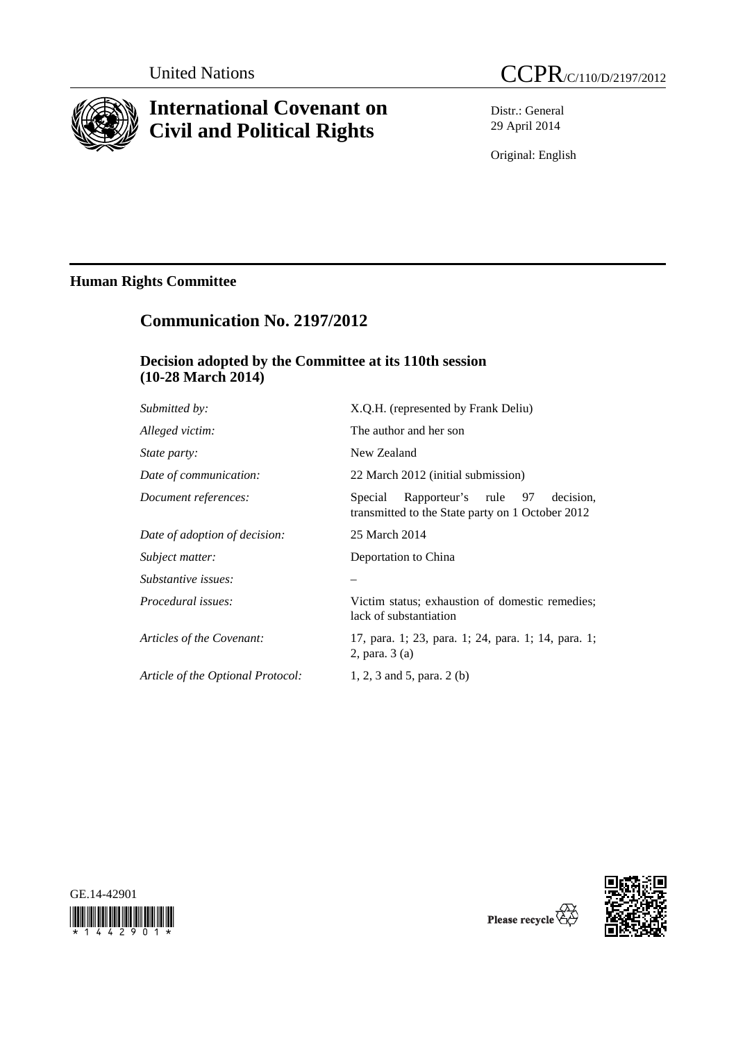United Nations

CCPR/C/110/D/2197/2012

# International Covenant on Civil and Political Rights

Distr.: General
29 April 2014

Original: English

## Human Rights Committee

## Communication No. 2197/2012

### Decision adopted by the Committee at its 110th session (10-28 March 2014)

| | |
|---|---|
| *Submitted by:* | X.Q.H. (represented by Frank Deliu) |
| *Alleged victim:* | The author and her son |
| *State party:* | New Zealand |
| *Date of communication:* | 22 March 2012 (initial submission) |
| *Document references:* | Special Rapporteur's rule 97 decision, transmitted to the State party on 1 October 2012 |
| *Date of adoption of decision:* | 25 March 2014 |
| *Subject matter:* | Deportation to China |
| *Substantive issues:* | – |
| *Procedural issues:* | Victim status; exhaustion of domestic remedies; lack of substantiation |
| *Articles of the Covenant:* | 17, para. 1; 23, para. 1; 24, para. 1; 14, para. 1; 2, para. 3 (a) |
| *Article of the Optional Protocol:* | 1, 2, 3 and 5, para. 2 (b) |

GE.14-42901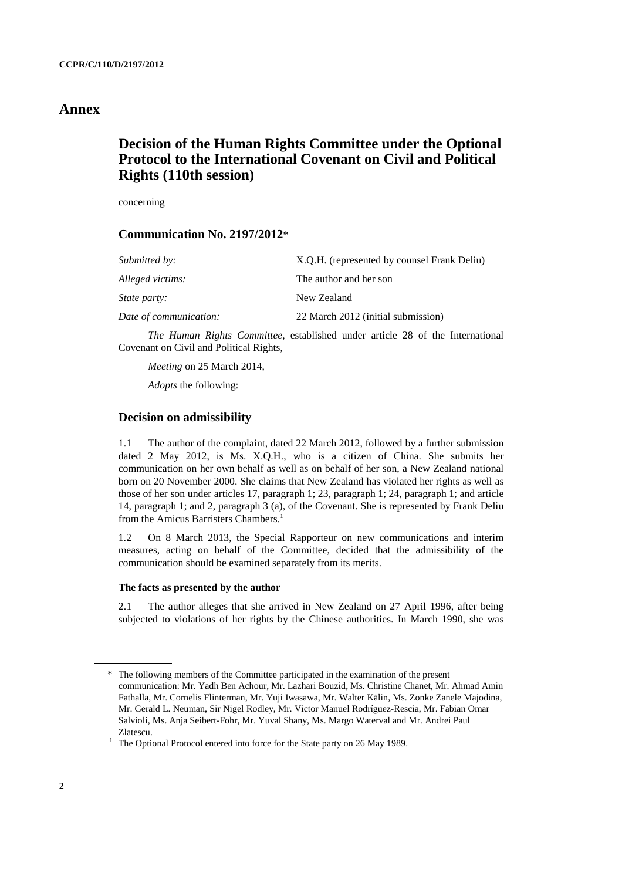# Annex

## Decision of the Human Rights Committee under the Optional Protocol to the International Covenant on Civil and Political Rights (110th session)

concerning

### Communication No. 2197/2012*

| | |
|---|---|
| *Submitted by:* | X.Q.H. (represented by counsel Frank Deliu) |
| *Alleged victims:* | The author and her son |
| *State party:* | New Zealand |
| *Date of communication:* | 22 March 2012 (initial submission) |

*The Human Rights Committee*, established under article 28 of the International Covenant on Civil and Political Rights,

*Meeting* on 25 March 2014,

*Adopts* the following:

### Decision on admissibility

1.1 The author of the complaint, dated 22 March 2012, followed by a further submission dated 2 May 2012, is Ms. X.Q.H., who is a citizen of China. She submits her communication on her own behalf as well as on behalf of her son, a New Zealand national born on 20 November 2000. She claims that New Zealand has violated her rights as well as those of her son under articles 17, paragraph 1; 23, paragraph 1; 24, paragraph 1; and article 14, paragraph 1; and 2, paragraph 3 (a), of the Covenant. She is represented by Frank Deliu from the Amicus Barristers Chambers.[1]

1.2 On 8 March 2013, the Special Rapporteur on new communications and interim measures, acting on behalf of the Committee, decided that the admissibility of the communication should be examined separately from its merits.

#### The facts as presented by the author

2.1 The author alleges that she arrived in New Zealand on 27 April 1996, after being subjected to violations of her rights by the Chinese authorities. In March 1990, she was

---

\* The following members of the Committee participated in the examination of the present communication: Mr. Yadh Ben Achour, Mr. Lazhari Bouzid, Ms. Christine Chanet, Mr. Ahmad Amin Fathalla, Mr. Cornelis Flinterman, Mr. Yuji Iwasawa, Mr. Walter Kälin, Ms. Zonke Zanele Majodina, Mr. Gerald L. Neuman, Sir Nigel Rodley, Mr. Victor Manuel Rodríguez-Rescia, Mr. Fabian Omar Salvioli, Ms. Anja Seibert-Fohr, Mr. Yuval Shany, Ms. Margo Waterval and Mr. Andrei Paul Zlatescu.

[1] The Optional Protocol entered into force for the State party on 26 May 1989.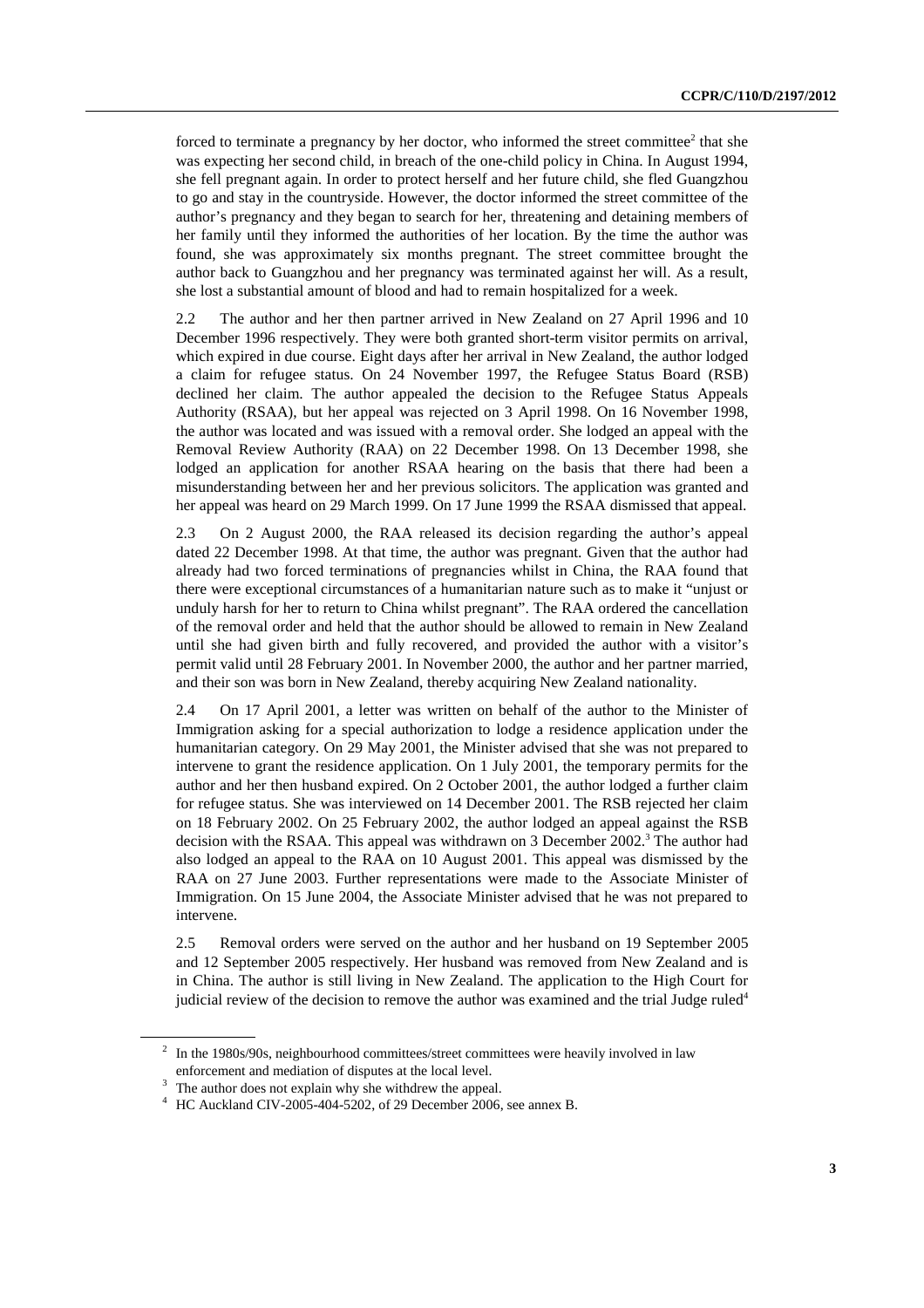forced to terminate a pregnancy by her doctor, who informed the street committee[2] that she was expecting her second child, in breach of the one-child policy in China. In August 1994, she fell pregnant again. In order to protect herself and her future child, she fled Guangzhou to go and stay in the countryside. However, the doctor informed the street committee of the author's pregnancy and they began to search for her, threatening and detaining members of her family until they informed the authorities of her location. By the time the author was found, she was approximately six months pregnant. The street committee brought the author back to Guangzhou and her pregnancy was terminated against her will. As a result, she lost a substantial amount of blood and had to remain hospitalized for a week.

2.2 The author and her then partner arrived in New Zealand on 27 April 1996 and 10 December 1996 respectively. They were both granted short-term visitor permits on arrival, which expired in due course. Eight days after her arrival in New Zealand, the author lodged a claim for refugee status. On 24 November 1997, the Refugee Status Board (RSB) declined her claim. The author appealed the decision to the Refugee Status Appeals Authority (RSAA), but her appeal was rejected on 3 April 1998. On 16 November 1998, the author was located and was issued with a removal order. She lodged an appeal with the Removal Review Authority (RAA) on 22 December 1998. On 13 December 1998, she lodged an application for another RSAA hearing on the basis that there had been a misunderstanding between her and her previous solicitors. The application was granted and her appeal was heard on 29 March 1999. On 17 June 1999 the RSAA dismissed that appeal.

2.3 On 2 August 2000, the RAA released its decision regarding the author's appeal dated 22 December 1998. At that time, the author was pregnant. Given that the author had already had two forced terminations of pregnancies whilst in China, the RAA found that there were exceptional circumstances of a humanitarian nature such as to make it "unjust or unduly harsh for her to return to China whilst pregnant". The RAA ordered the cancellation of the removal order and held that the author should be allowed to remain in New Zealand until she had given birth and fully recovered, and provided the author with a visitor's permit valid until 28 February 2001. In November 2000, the author and her partner married, and their son was born in New Zealand, thereby acquiring New Zealand nationality.

2.4 On 17 April 2001, a letter was written on behalf of the author to the Minister of Immigration asking for a special authorization to lodge a residence application under the humanitarian category. On 29 May 2001, the Minister advised that she was not prepared to intervene to grant the residence application. On 1 July 2001, the temporary permits for the author and her then husband expired. On 2 October 2001, the author lodged a further claim for refugee status. She was interviewed on 14 December 2001. The RSB rejected her claim on 18 February 2002. On 25 February 2002, the author lodged an appeal against the RSB decision with the RSAA. This appeal was withdrawn on 3 December 2002.[3] The author had also lodged an appeal to the RAA on 10 August 2001. This appeal was dismissed by the RAA on 27 June 2003. Further representations were made to the Associate Minister of Immigration. On 15 June 2004, the Associate Minister advised that he was not prepared to intervene.

2.5 Removal orders were served on the author and her husband on 19 September 2005 and 12 September 2005 respectively. Her husband was removed from New Zealand and is in China. The author is still living in New Zealand. The application to the High Court for judicial review of the decision to remove the author was examined and the trial Judge ruled[4]

---

[2] In the 1980s/90s, neighbourhood committees/street committees were heavily involved in law enforcement and mediation of disputes at the local level.

[3] The author does not explain why she withdrew the appeal.

[4] HC Auckland CIV-2005-404-5202, of 29 December 2006, see annex B.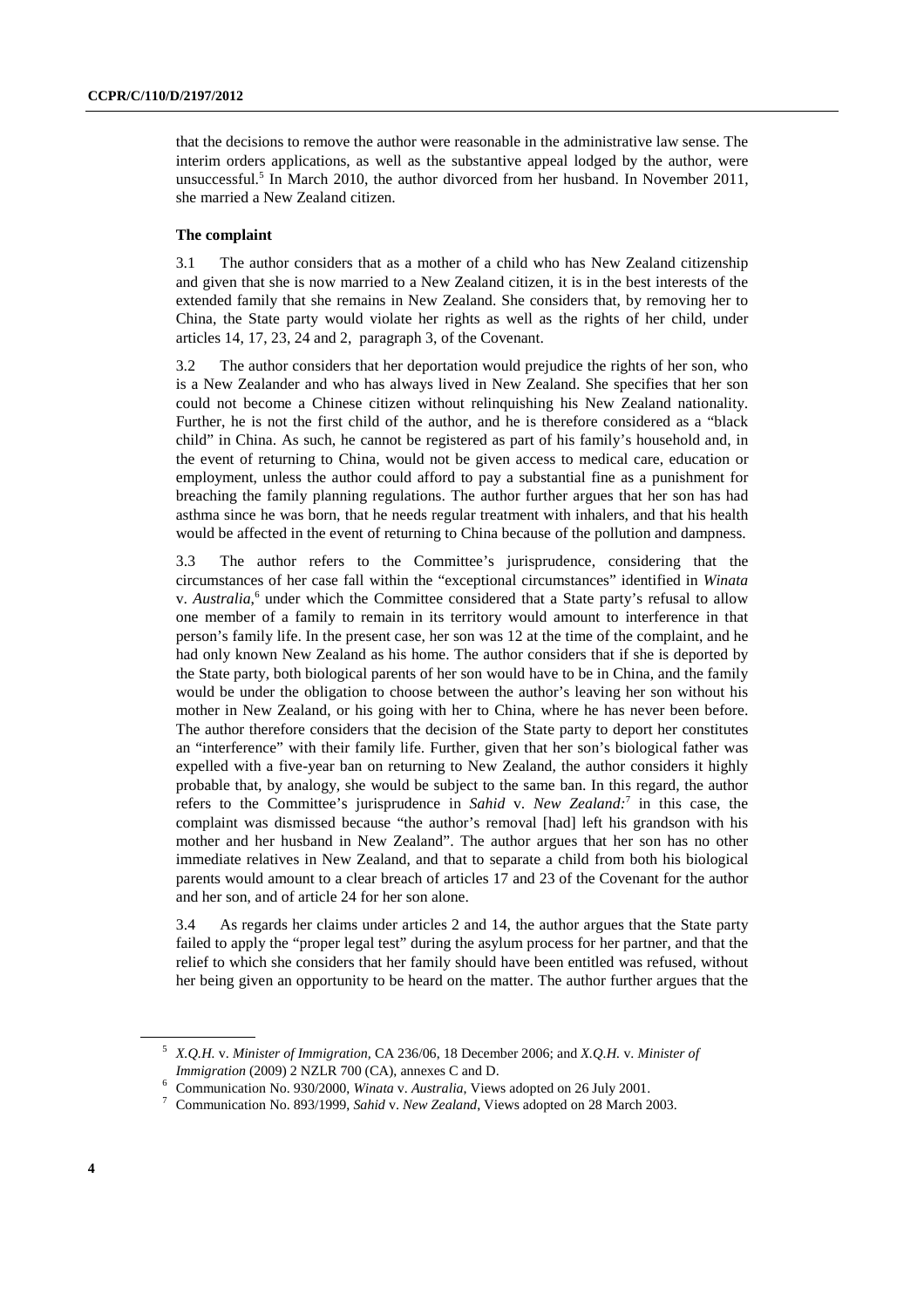that the decisions to remove the author were reasonable in the administrative law sense. The interim orders applications, as well as the substantive appeal lodged by the author, were unsuccessful.[5] In March 2010, the author divorced from her husband. In November 2011, she married a New Zealand citizen.

### The complaint

3.1 The author considers that as a mother of a child who has New Zealand citizenship and given that she is now married to a New Zealand citizen, it is in the best interests of the extended family that she remains in New Zealand. She considers that, by removing her to China, the State party would violate her rights as well as the rights of her child, under articles 14, 17, 23, 24 and 2, paragraph 3, of the Covenant.

3.2 The author considers that her deportation would prejudice the rights of her son, who is a New Zealander and who has always lived in New Zealand. She specifies that her son could not become a Chinese citizen without relinquishing his New Zealand nationality. Further, he is not the first child of the author, and he is therefore considered as a "black child" in China. As such, he cannot be registered as part of his family's household and, in the event of returning to China, would not be given access to medical care, education or employment, unless the author could afford to pay a substantial fine as a punishment for breaching the family planning regulations. The author further argues that her son has had asthma since he was born, that he needs regular treatment with inhalers, and that his health would be affected in the event of returning to China because of the pollution and dampness.

3.3 The author refers to the Committee's jurisprudence, considering that the circumstances of her case fall within the "exceptional circumstances" identified in *Winata* v. *Australia*,[6] under which the Committee considered that a State party's refusal to allow one member of a family to remain in its territory would amount to interference in that person's family life. In the present case, her son was 12 at the time of the complaint, and he had only known New Zealand as his home. The author considers that if she is deported by the State party, both biological parents of her son would have to be in China, and the family would be under the obligation to choose between the author's leaving her son without his mother in New Zealand, or his going with her to China, where he has never been before. The author therefore considers that the decision of the State party to deport her constitutes an "interference" with their family life. Further, given that her son's biological father was expelled with a five-year ban on returning to New Zealand, the author considers it highly probable that, by analogy, she would be subject to the same ban. In this regard, the author refers to the Committee's jurisprudence in *Sahid* v. *New Zealand*:[7] in this case, the complaint was dismissed because "the author's removal [had] left his grandson with his mother and her husband in New Zealand". The author argues that her son has no other immediate relatives in New Zealand, and that to separate a child from both his biological parents would amount to a clear breach of articles 17 and 23 of the Covenant for the author and her son, and of article 24 for her son alone.

3.4 As regards her claims under articles 2 and 14, the author argues that the State party failed to apply the "proper legal test" during the asylum process for her partner, and that the relief to which she considers that her family should have been entitled was refused, without her being given an opportunity to be heard on the matter. The author further argues that the

---

[5] *X.Q.H.* v. *Minister of Immigration,* CA 236/06, 18 December 2006; and *X.Q.H.* v. *Minister of Immigration* (2009) 2 NZLR 700 (CA), annexes C and D.

[6] Communication No. 930/2000, *Winata* v. *Australia*, Views adopted on 26 July 2001.

[7] Communication No. 893/1999, *Sahid* v. *New Zealand*, Views adopted on 28 March 2003.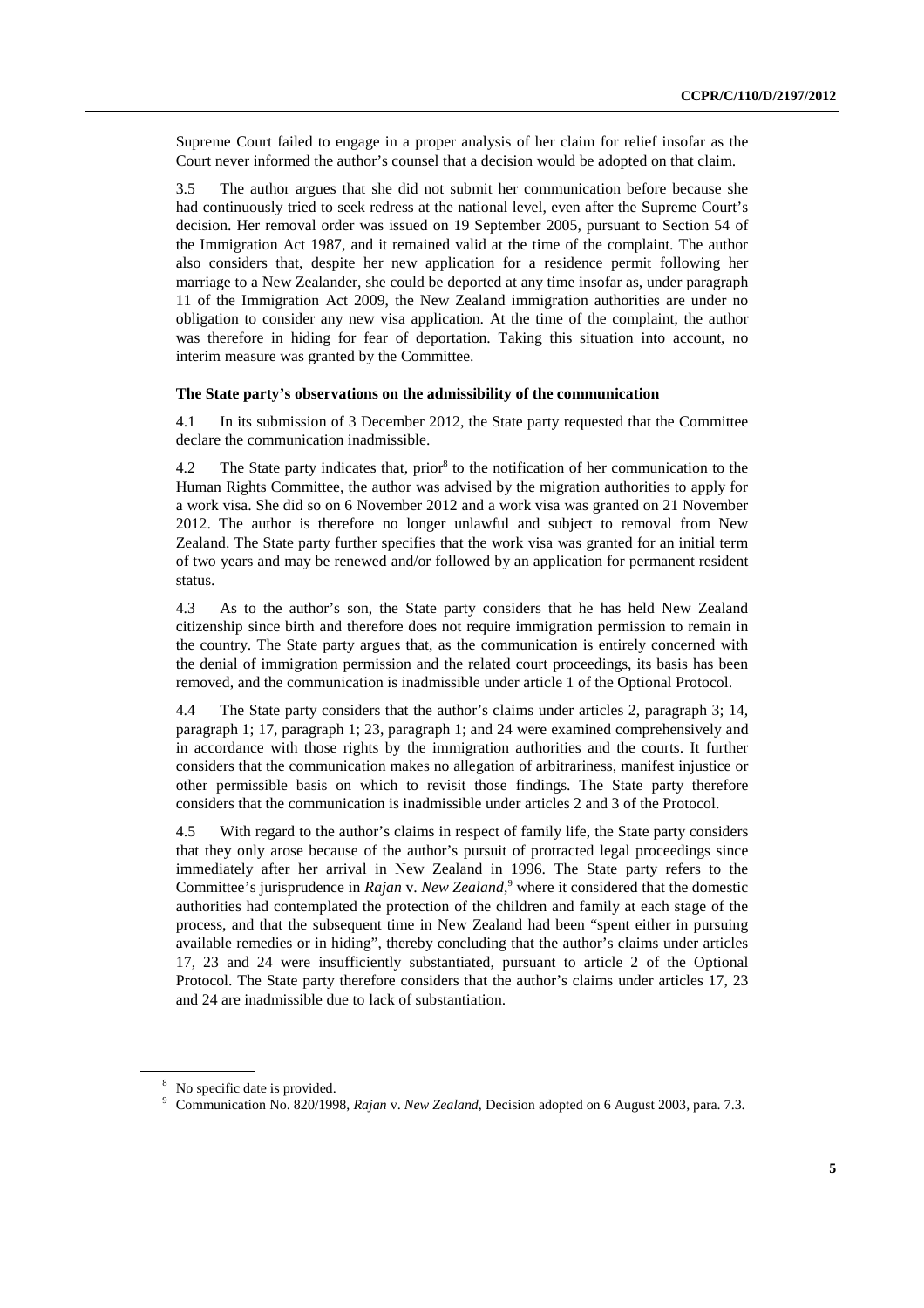Supreme Court failed to engage in a proper analysis of her claim for relief insofar as the Court never informed the author's counsel that a decision would be adopted on that claim.

3.5 The author argues that she did not submit her communication before because she had continuously tried to seek redress at the national level, even after the Supreme Court's decision. Her removal order was issued on 19 September 2005, pursuant to Section 54 of the Immigration Act 1987, and it remained valid at the time of the complaint. The author also considers that, despite her new application for a residence permit following her marriage to a New Zealander, she could be deported at any time insofar as, under paragraph 11 of the Immigration Act 2009, the New Zealand immigration authorities are under no obligation to consider any new visa application. At the time of the complaint, the author was therefore in hiding for fear of deportation. Taking this situation into account, no interim measure was granted by the Committee.

### The State party's observations on the admissibility of the communication

4.1 In its submission of 3 December 2012, the State party requested that the Committee declare the communication inadmissible.

4.2 The State party indicates that, prior[8] to the notification of her communication to the Human Rights Committee, the author was advised by the migration authorities to apply for a work visa. She did so on 6 November 2012 and a work visa was granted on 21 November 2012. The author is therefore no longer unlawful and subject to removal from New Zealand. The State party further specifies that the work visa was granted for an initial term of two years and may be renewed and/or followed by an application for permanent resident status.

4.3 As to the author's son, the State party considers that he has held New Zealand citizenship since birth and therefore does not require immigration permission to remain in the country. The State party argues that, as the communication is entirely concerned with the denial of immigration permission and the related court proceedings, its basis has been removed, and the communication is inadmissible under article 1 of the Optional Protocol.

4.4 The State party considers that the author's claims under articles 2, paragraph 3; 14, paragraph 1; 17, paragraph 1; 23, paragraph 1; and 24 were examined comprehensively and in accordance with those rights by the immigration authorities and the courts. It further considers that the communication makes no allegation of arbitrariness, manifest injustice or other permissible basis on which to revisit those findings. The State party therefore considers that the communication is inadmissible under articles 2 and 3 of the Protocol.

4.5 With regard to the author's claims in respect of family life, the State party considers that they only arose because of the author's pursuit of protracted legal proceedings since immediately after her arrival in New Zealand in 1996. The State party refers to the Committee's jurisprudence in *Rajan* v. *New Zealand*,[9] where it considered that the domestic authorities had contemplated the protection of the children and family at each stage of the process, and that the subsequent time in New Zealand had been "spent either in pursuing available remedies or in hiding", thereby concluding that the author's claims under articles 17, 23 and 24 were insufficiently substantiated, pursuant to article 2 of the Optional Protocol. The State party therefore considers that the author's claims under articles 17, 23 and 24 are inadmissible due to lack of substantiation.

---

[8] No specific date is provided.

[9] Communication No. 820/1998, *Rajan* v. *New Zealand*, Decision adopted on 6 August 2003, para. 7.3.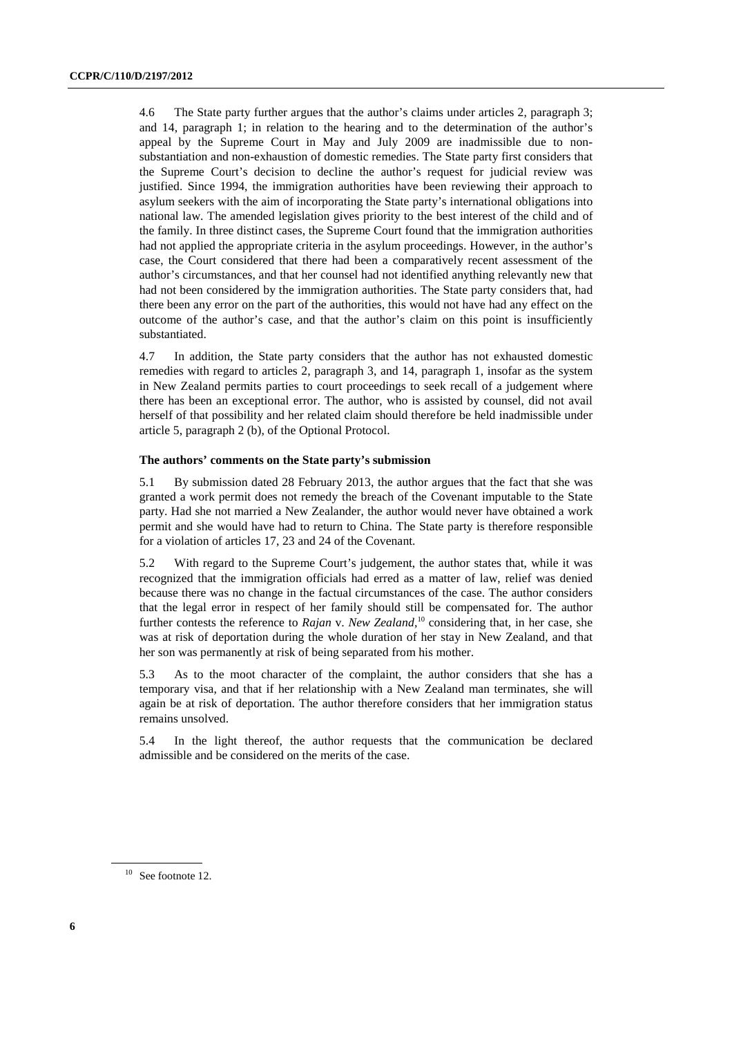4.6 The State party further argues that the author's claims under articles 2, paragraph 3; and 14, paragraph 1; in relation to the hearing and to the determination of the author's appeal by the Supreme Court in May and July 2009 are inadmissible due to non-substantiation and non-exhaustion of domestic remedies. The State party first considers that the Supreme Court's decision to decline the author's request for judicial review was justified. Since 1994, the immigration authorities have been reviewing their approach to asylum seekers with the aim of incorporating the State party's international obligations into national law. The amended legislation gives priority to the best interest of the child and of the family. In three distinct cases, the Supreme Court found that the immigration authorities had not applied the appropriate criteria in the asylum proceedings. However, in the author's case, the Court considered that there had been a comparatively recent assessment of the author's circumstances, and that her counsel had not identified anything relevantly new that had not been considered by the immigration authorities. The State party considers that, had there been any error on the part of the authorities, this would not have had any effect on the outcome of the author's case, and that the author's claim on this point is insufficiently substantiated.

4.7 In addition, the State party considers that the author has not exhausted domestic remedies with regard to articles 2, paragraph 3, and 14, paragraph 1, insofar as the system in New Zealand permits parties to court proceedings to seek recall of a judgement where there has been an exceptional error. The author, who is assisted by counsel, did not avail herself of that possibility and her related claim should therefore be held inadmissible under article 5, paragraph 2 (b), of the Optional Protocol.

### The authors' comments on the State party's submission

5.1 By submission dated 28 February 2013, the author argues that the fact that she was granted a work permit does not remedy the breach of the Covenant imputable to the State party. Had she not married a New Zealander, the author would never have obtained a work permit and she would have had to return to China. The State party is therefore responsible for a violation of articles 17, 23 and 24 of the Covenant.

5.2 With regard to the Supreme Court's judgement, the author states that, while it was recognized that the immigration officials had erred as a matter of law, relief was denied because there was no change in the factual circumstances of the case. The author considers that the legal error in respect of her family should still be compensated for. The author further contests the reference to *Rajan* v. *New Zealand*,[10] considering that, in her case, she was at risk of deportation during the whole duration of her stay in New Zealand, and that her son was permanently at risk of being separated from his mother.

5.3 As to the moot character of the complaint, the author considers that she has a temporary visa, and that if her relationship with a New Zealand man terminates, she will again be at risk of deportation. The author therefore considers that her immigration status remains unsolved.

5.4 In the light thereof, the author requests that the communication be declared admissible and be considered on the merits of the case.

---

[10] See footnote 12.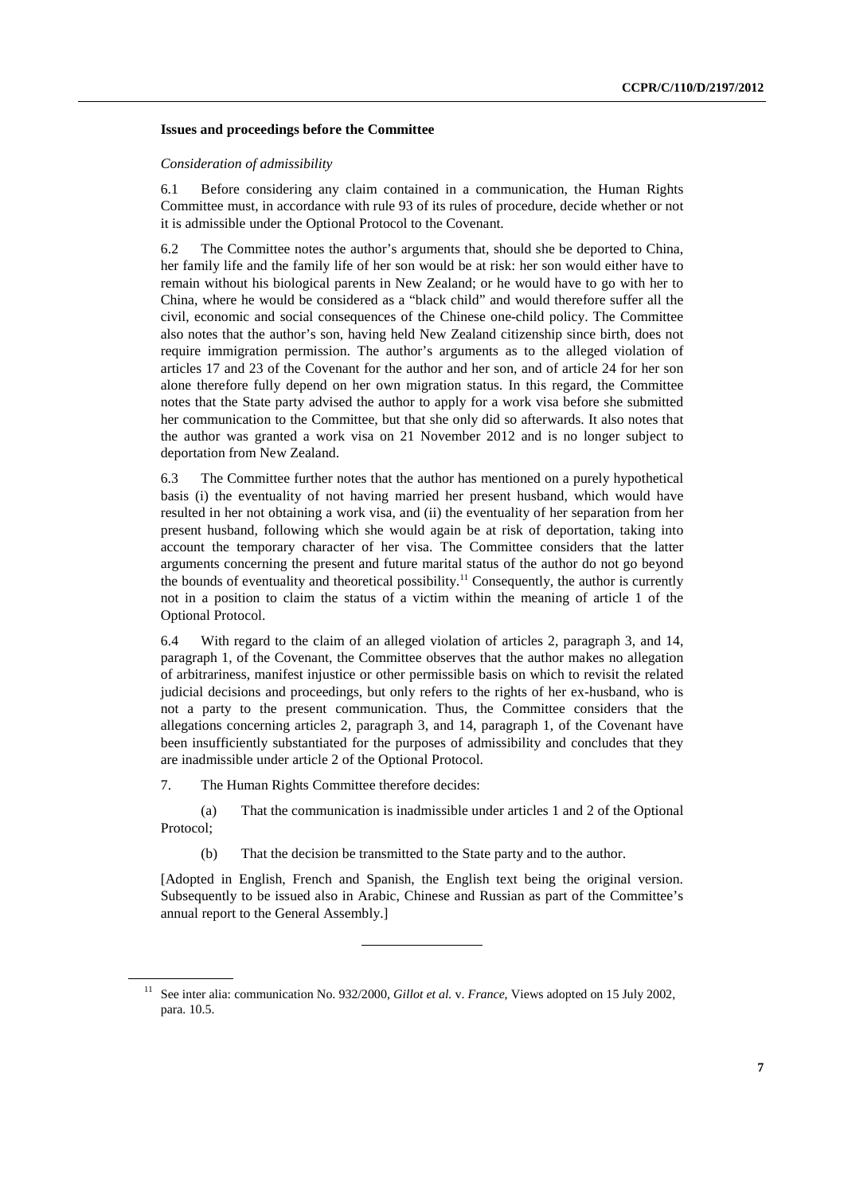### Issues and proceedings before the Committee

*Consideration of admissibility*

6.1 Before considering any claim contained in a communication, the Human Rights Committee must, in accordance with rule 93 of its rules of procedure, decide whether or not it is admissible under the Optional Protocol to the Covenant.

6.2 The Committee notes the author's arguments that, should she be deported to China, her family life and the family life of her son would be at risk: her son would either have to remain without his biological parents in New Zealand; or he would have to go with her to China, where he would be considered as a "black child" and would therefore suffer all the civil, economic and social consequences of the Chinese one-child policy. The Committee also notes that the author's son, having held New Zealand citizenship since birth, does not require immigration permission. The author's arguments as to the alleged violation of articles 17 and 23 of the Covenant for the author and her son, and of article 24 for her son alone therefore fully depend on her own migration status. In this regard, the Committee notes that the State party advised the author to apply for a work visa before she submitted her communication to the Committee, but that she only did so afterwards. It also notes that the author was granted a work visa on 21 November 2012 and is no longer subject to deportation from New Zealand.

6.3 The Committee further notes that the author has mentioned on a purely hypothetical basis (i) the eventuality of not having married her present husband, which would have resulted in her not obtaining a work visa, and (ii) the eventuality of her separation from her present husband, following which she would again be at risk of deportation, taking into account the temporary character of her visa. The Committee considers that the latter arguments concerning the present and future marital status of the author do not go beyond the bounds of eventuality and theoretical possibility.[11] Consequently, the author is currently not in a position to claim the status of a victim within the meaning of article 1 of the Optional Protocol.

6.4 With regard to the claim of an alleged violation of articles 2, paragraph 3, and 14, paragraph 1, of the Covenant, the Committee observes that the author makes no allegation of arbitrariness, manifest injustice or other permissible basis on which to revisit the related judicial decisions and proceedings, but only refers to the rights of her ex-husband, who is not a party to the present communication. Thus, the Committee considers that the allegations concerning articles 2, paragraph 3, and 14, paragraph 1, of the Covenant have been insufficiently substantiated for the purposes of admissibility and concludes that they are inadmissible under article 2 of the Optional Protocol.

7. The Human Rights Committee therefore decides:

(a) That the communication is inadmissible under articles 1 and 2 of the Optional Protocol;

(b) That the decision be transmitted to the State party and to the author.

[Adopted in English, French and Spanish, the English text being the original version. Subsequently to be issued also in Arabic, Chinese and Russian as part of the Committee's annual report to the General Assembly.]

---

[11] See inter alia: communication No. 932/2000, *Gillot et al.* v. *France*, Views adopted on 15 July 2002, para. 10.5.